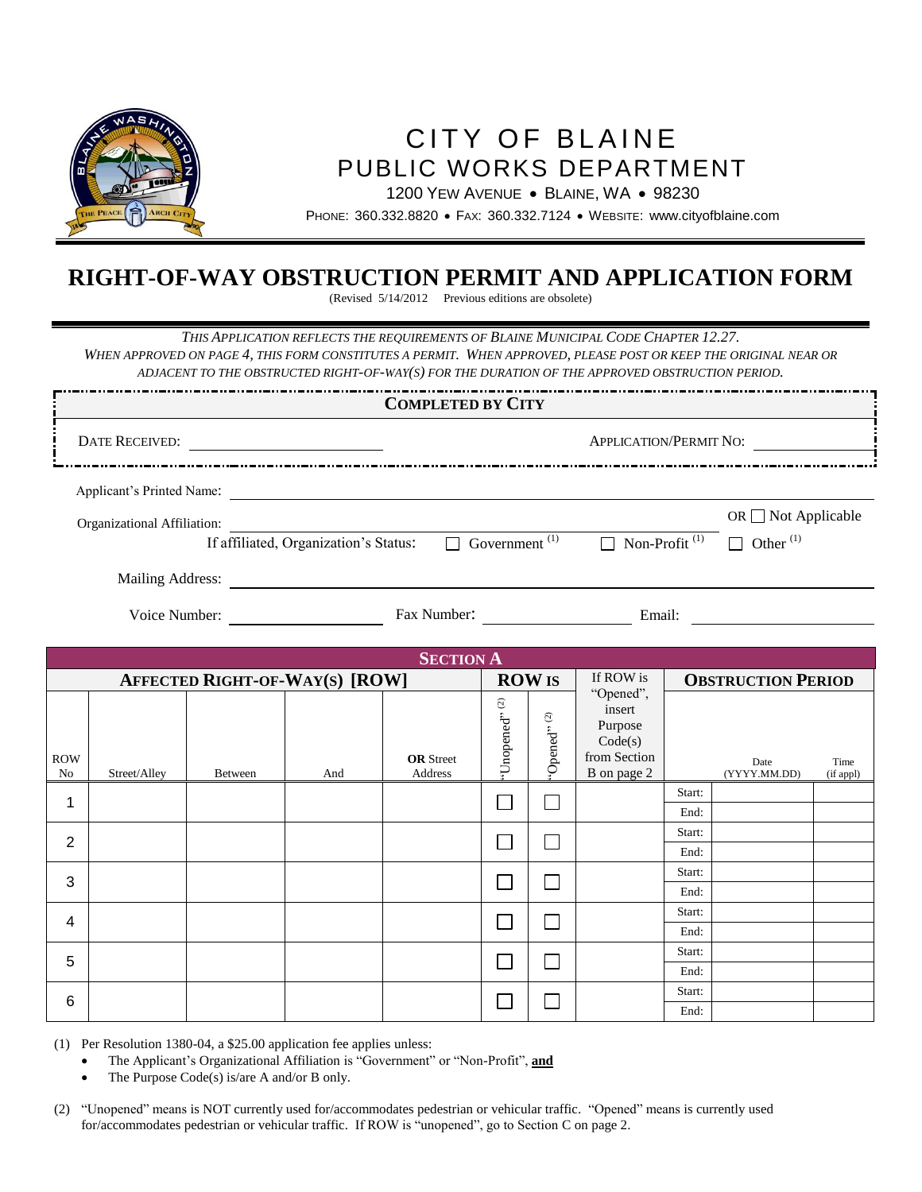# CITY OF BLAINE
## PUBLIC WORKS DEPARTMENT

1200 YEW AVENUE • BLAINE, WA • 98230

PHONE: 360.332.8820 • FAX: 360.332.7124 • WEBSITE: www.cityofblaine.com

# RIGHT-OF-WAY OBSTRUCTION PERMIT AND APPLICATION FORM

(Revised 5/14/2012 Previous editions are obsolete)

*THIS APPLICATION REFLECTS THE REQUIREMENTS OF BLAINE MUNICIPAL CODE CHAPTER 12.27.*
*WHEN APPROVED ON PAGE 4, THIS FORM CONSTITUTES A PERMIT. WHEN APPROVED, PLEASE POST OR KEEP THE ORIGINAL NEAR OR ADJACENT TO THE OBSTRUCTED RIGHT-OF-WAY(S) FOR THE DURATION OF THE APPROVED OBSTRUCTION PERIOD.*

**COMPLETED BY CITY**

DATE RECEIVED: ______________ APPLICATION/PERMIT NO: ______________

Applicant's Printed Name: ______________

Organizational Affiliation: ______________ OR ☐ Not Applicable

If affiliated, Organization's Status: ☐ Government [(1)] ☐ Non-Profit [(1)] ☐ Other [(1)]

Mailing Address: ______________

Voice Number: ______________ Fax Number: ______________ Email: ______________

## SECTION A

| AFFECTED RIGHT-OF-WAY(S) [ROW] | | | | | ROW IS | | If ROW is "Opened", insert Purpose Code(s) from Section B on page 2 | OBSTRUCTION PERIOD | | |
|---|---|---|---|---|---|---|---|---|---|---|
| ROW No | Street/Alley | Between | And | OR Street Address | "Unopened" [(2)] | "Opened" [(2)] | | | Date (YYYY.MM.DD) | Time (if appl) |
| 1 | | | | | ☐ | ☐ | | Start: | | |
| | | | | | | | | End: | | |
| 2 | | | | | ☐ | ☐ | | Start: | | |
| | | | | | | | | End: | | |
| 3 | | | | | ☐ | ☐ | | Start: | | |
| | | | | | | | | End: | | |
| 4 | | | | | ☐ | ☐ | | Start: | | |
| | | | | | | | | End: | | |
| 5 | | | | | ☐ | ☐ | | Start: | | |
| | | | | | | | | End: | | |
| 6 | | | | | ☐ | ☐ | | Start: | | |
| | | | | | | | | End: | | |

(1) Per Resolution 1380-04, a $25.00 application fee applies unless:
- The Applicant's Organizational Affiliation is "Government" or "Non-Profit", **and**
- The Purpose Code(s) is/are A and/or B only.

(2) "Unopened" means is NOT currently used for/accommodates pedestrian or vehicular traffic. "Opened" means is currently used for/accommodates pedestrian or vehicular traffic. If ROW is "unopened", go to Section C on page 2.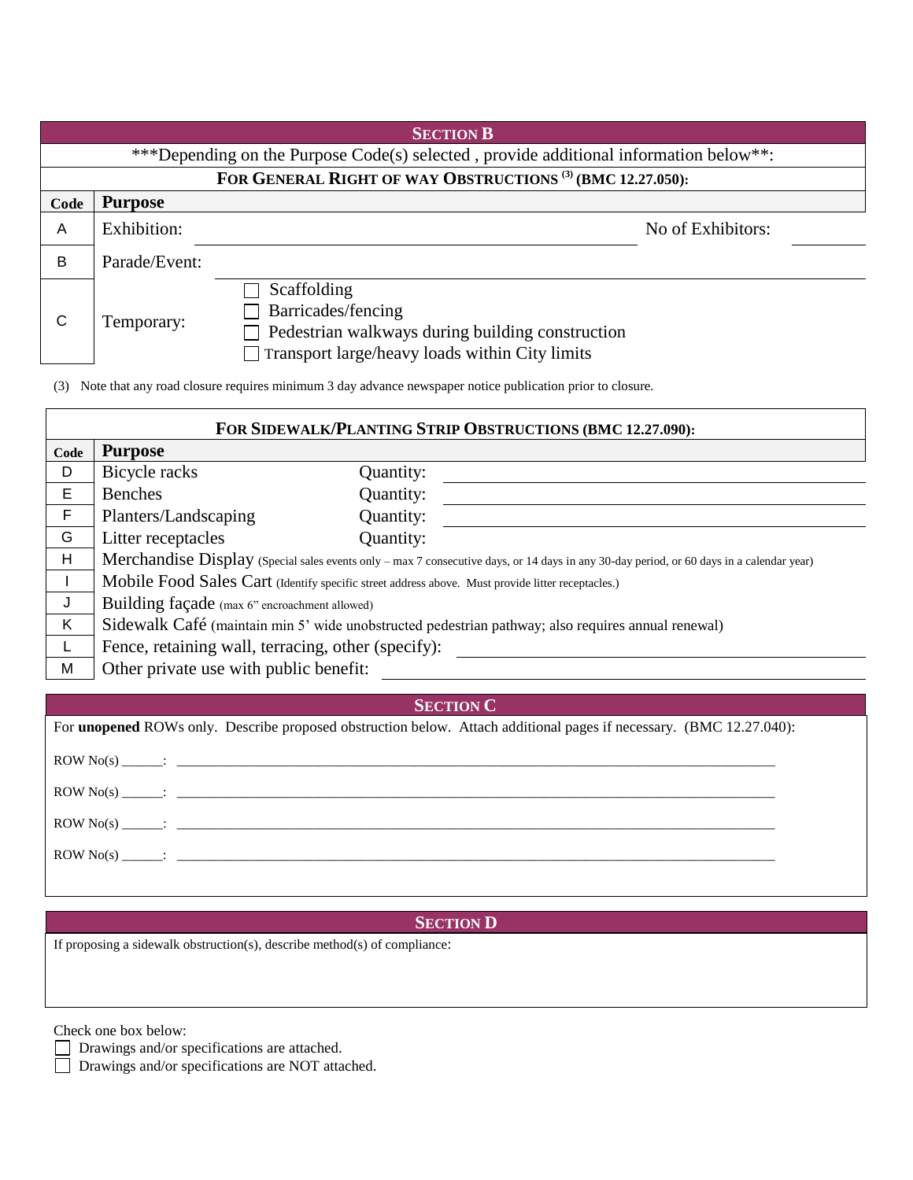## SECTION B

***Depending on the Purpose Code(s) selected , provide additional information below**:

### FOR GENERAL RIGHT OF WAY OBSTRUCTIONS [3] (BMC 12.27.050):

| Code | Purpose | | | |
|---|---|---|---|---|
| A | Exhibition: | ______________________ | No of Exhibitors: | ______ |
| B | Parade/Event: | ______________________ | | |
| C | Temporary: | ☐ Scaffolding<br>☐ Barricades/fencing<br>☐ Pedestrian walkways during building construction<br>☐ Transport large/heavy loads within City limits | | |

(3) Note that any road closure requires minimum 3 day advance newspaper notice publication prior to closure.

### FOR SIDEWALK/PLANTING STRIP OBSTRUCTIONS (BMC 12.27.090):

| Code | Purpose | | |
|---|---|---|---|
| D | Bicycle racks | Quantity: | ______ |
| E | Benches | Quantity: | ______ |
| F | Planters/Landscaping | Quantity: | ______ |
| G | Litter receptacles | Quantity: | |
| H | Merchandise Display (Special sales events only – max 7 consecutive days, or 14 days in any 30-day period, or 60 days in a calendar year) | | |
| I | Mobile Food Sales Cart (Identify specific street address above. Must provide litter receptacles.) | | |
| J | Building façade (max 6" encroachment allowed) | | |
| K | Sidewalk Café (maintain min 5' wide unobstructed pedestrian pathway; also requires annual renewal) | | |
| L | Fence, retaining wall, terracing, other (specify): ______ | | |
| M | Other private use with public benefit: ______ | | |

## SECTION C

For **unopened** ROWs only. Describe proposed obstruction below. Attach additional pages if necessary. (BMC 12.27.040):

ROW No(s) ______: ______________________________

ROW No(s) ______: ______________________________

ROW No(s) ______: ______________________________

ROW No(s) ______: ______________________________

## SECTION D

If proposing a sidewalk obstruction(s), describe method(s) of compliance:

Check one box below:

☐ Drawings and/or specifications are attached.

☐ Drawings and/or specifications are NOT attached.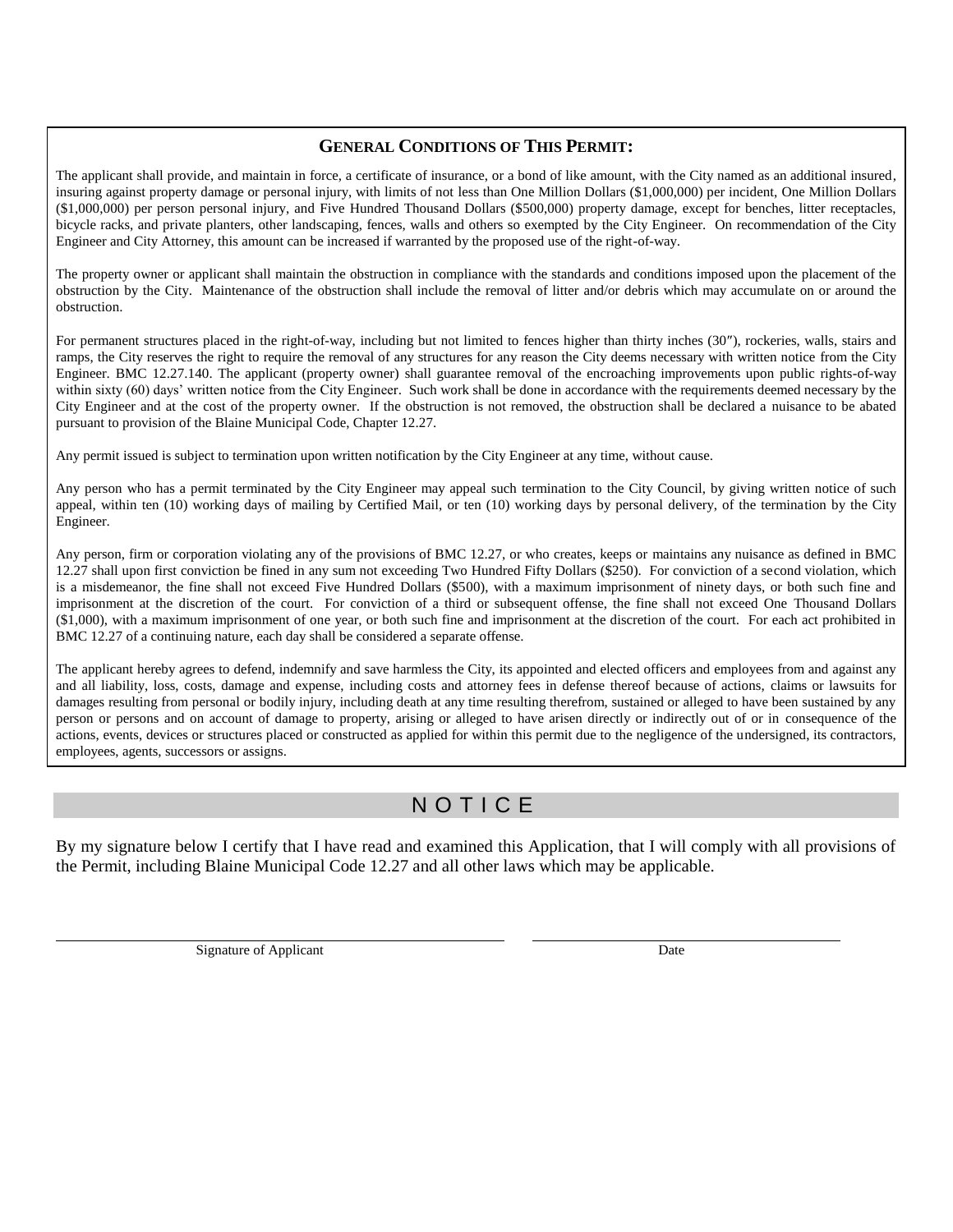## General Conditions of This Permit:

The applicant shall provide, and maintain in force, a certificate of insurance, or a bond of like amount, with the City named as an additional insured, insuring against property damage or personal injury, with limits of not less than One Million Dollars ($1,000,000) per incident, One Million Dollars ($1,000,000) per person personal injury, and Five Hundred Thousand Dollars ($500,000) property damage, except for benches, litter receptacles, bicycle racks, and private planters, other landscaping, fences, walls and others so exempted by the City Engineer. On recommendation of the City Engineer and City Attorney, this amount can be increased if warranted by the proposed use of the right-of-way.

The property owner or applicant shall maintain the obstruction in compliance with the standards and conditions imposed upon the placement of the obstruction by the City. Maintenance of the obstruction shall include the removal of litter and/or debris which may accumulate on or around the obstruction.

For permanent structures placed in the right-of-way, including but not limited to fences higher than thirty inches (30″), rockeries, walls, stairs and ramps, the City reserves the right to require the removal of any structures for any reason the City deems necessary with written notice from the City Engineer. BMC 12.27.140. The applicant (property owner) shall guarantee removal of the encroaching improvements upon public rights-of-way within sixty (60) days' written notice from the City Engineer. Such work shall be done in accordance with the requirements deemed necessary by the City Engineer and at the cost of the property owner. If the obstruction is not removed, the obstruction shall be declared a nuisance to be abated pursuant to provision of the Blaine Municipal Code, Chapter 12.27.

Any permit issued is subject to termination upon written notification by the City Engineer at any time, without cause.

Any person who has a permit terminated by the City Engineer may appeal such termination to the City Council, by giving written notice of such appeal, within ten (10) working days of mailing by Certified Mail, or ten (10) working days by personal delivery, of the termination by the City Engineer.

Any person, firm or corporation violating any of the provisions of BMC 12.27, or who creates, keeps or maintains any nuisance as defined in BMC 12.27 shall upon first conviction be fined in any sum not exceeding Two Hundred Fifty Dollars ($250). For conviction of a second violation, which is a misdemeanor, the fine shall not exceed Five Hundred Dollars ($500), with a maximum imprisonment of ninety days, or both such fine and imprisonment at the discretion of the court. For conviction of a third or subsequent offense, the fine shall not exceed One Thousand Dollars ($1,000), with a maximum imprisonment of one year, or both such fine and imprisonment at the discretion of the court. For each act prohibited in BMC 12.27 of a continuing nature, each day shall be considered a separate offense.

The applicant hereby agrees to defend, indemnify and save harmless the City, its appointed and elected officers and employees from and against any and all liability, loss, costs, damage and expense, including costs and attorney fees in defense thereof because of actions, claims or lawsuits for damages resulting from personal or bodily injury, including death at any time resulting therefrom, sustained or alleged to have been sustained by any person or persons and on account of damage to property, arising or alleged to have arisen directly or indirectly out of or in consequence of the actions, events, devices or structures placed or constructed as applied for within this permit due to the negligence of the undersigned, its contractors, employees, agents, successors or assigns.

## N O T I C E

By my signature below I certify that I have read and examined this Application, that I will comply with all provisions of the Permit, including Blaine Municipal Code 12.27 and all other laws which may be applicable.

| ______________________________ | ______________________ |
|---|---|
| Signature of Applicant | Date |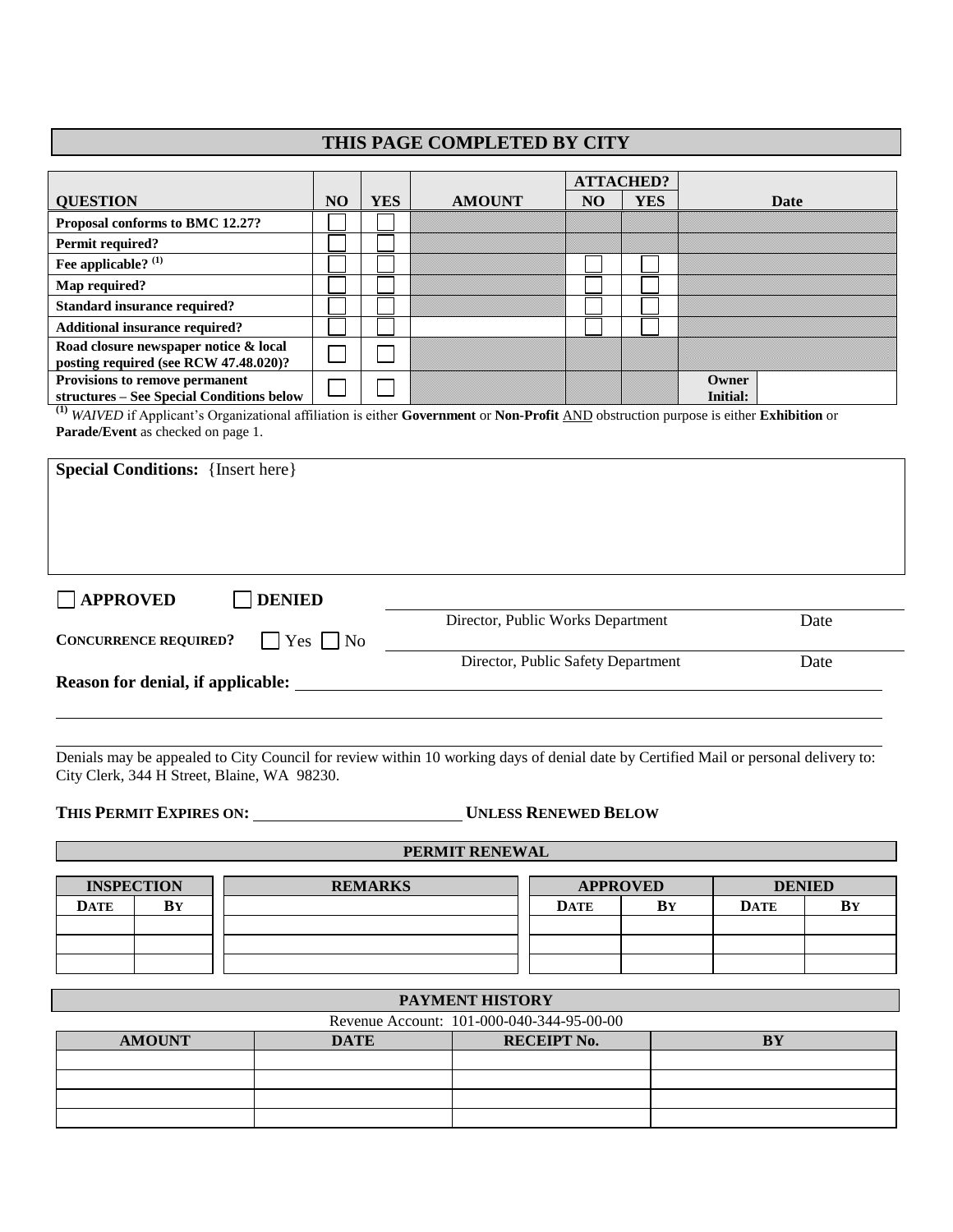## THIS PAGE COMPLETED BY CITY

| QUESTION | NO | YES | AMOUNT | ATTACHED? NO | ATTACHED? YES | Date | |
|---|---|---|---|---|---|---|---|
| **Proposal conforms to BMC 12.27?** | ☐ | ☐ | | | | | |
| **Permit required?** | ☐ | ☐ | | | | | |
| **Fee applicable?** [(1)] | ☐ | ☐ | | ☐ | ☐ | | |
| **Map required?** | ☐ | ☐ | | ☐ | ☐ | | |
| **Standard insurance required?** | ☐ | ☐ | | ☐ | ☐ | | |
| **Additional insurance required?** | ☐ | ☐ | | ☐ | ☐ | | |
| **Road closure newspaper notice & local posting required (see RCW 47.48.020)?** | ☐ | ☐ | | | | | |
| **Provisions to remove permanent structures – See Special Conditions below** | ☐ | ☐ | | | | **Owner Initial:** | |

[(1)] *WAIVED* if Applicant's Organizational affiliation is either **Government** or **Non-Profit** AND obstruction purpose is either **Exhibition** or **Parade/Event** as checked on page 1.

**Special Conditions:** {Insert here}

☐ **APPROVED** ☐ **DENIED**

______________________________ Director, Public Works Department Date

**CONCURRENCE REQUIRED?** ☐ Yes ☐ No

______________________________ Director, Public Safety Department Date

**Reason for denial, if applicable:** ______________________________

Denials may be appealed to City Council for review within 10 working days of denial date by Certified Mail or personal delivery to: City Clerk, 344 H Street, Blaine, WA 98230.

**THIS PERMIT EXPIRES ON:** ______________________ **UNLESS RENEWED BELOW**

### PERMIT RENEWAL

| INSPECTION DATE | INSPECTION BY | REMARKS | APPROVED DATE | APPROVED BY | DENIED DATE | DENIED BY |
|---|---|---|---|---|---|---|
| | | | | | | |
| | | | | | | |
| | | | | | | |

### PAYMENT HISTORY

Revenue Account: 101-000-040-344-95-00-00

| AMOUNT | DATE | RECEIPT No. | BY |
|---|---|---|---|
| | | | |
| | | | |
| | | | |
| | | | |